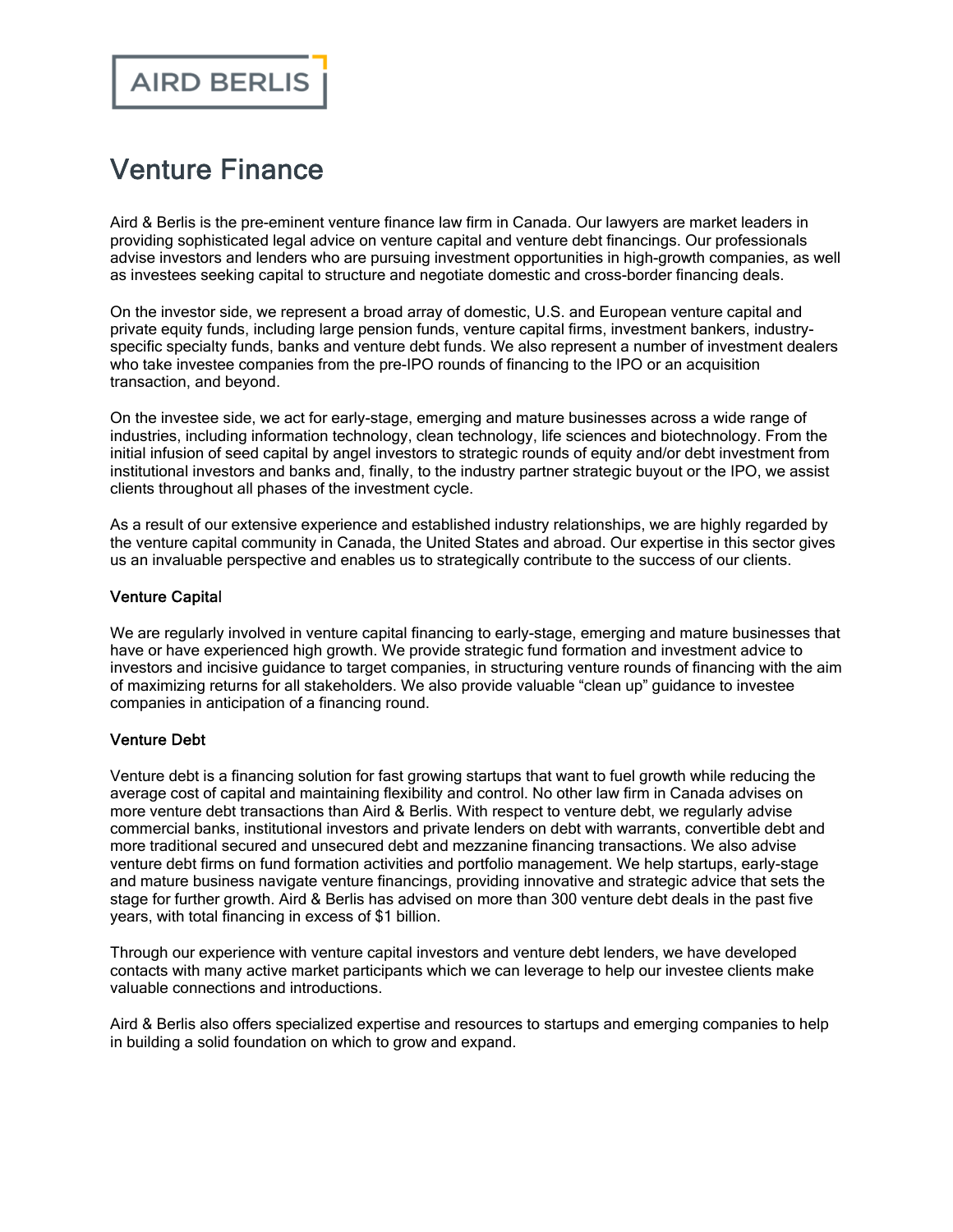AIRD BERLIS

# Venture Finance

Aird & Berlis is the pre-eminent venture finance law firm in Canada. Our lawyers are market leaders in providing sophisticated legal advice on venture capital and venture debt financings. Our professionals advise investors and lenders who are pursuing investment opportunities in high-growth companies, as well as investees seeking capital to structure and negotiate domestic and cross-border financing deals.

On the investor side, we represent a broad array of domestic, U.S. and European venture capital and private equity funds, including large pension funds, venture capital firms, investment bankers, industry-specific specialty funds, banks and venture debt funds. We also represent a number of investment dealers who take investee companies from the pre-IPO rounds of financing to the IPO or an acquisition transaction, and beyond.

On the investee side, we act for early-stage, emerging and mature businesses across a wide range of industries, including information technology, clean technology, life sciences and biotechnology. From the initial infusion of seed capital by angel investors to strategic rounds of equity and/or debt investment from institutional investors and banks and, finally, to the industry partner strategic buyout or the IPO, we assist clients throughout all phases of the investment cycle.

As a result of our extensive experience and established industry relationships, we are highly regarded by the venture capital community in Canada, the United States and abroad. Our expertise in this sector gives us an invaluable perspective and enables us to strategically contribute to the success of our clients.

### Venture Capital

We are regularly involved in venture capital financing to early-stage, emerging and mature businesses that have or have experienced high growth. We provide strategic fund formation and investment advice to investors and incisive guidance to target companies, in structuring venture rounds of financing with the aim of maximizing returns for all stakeholders. We also provide valuable "clean up" guidance to investee companies in anticipation of a financing round.

### Venture Debt

Venture debt is a financing solution for fast growing startups that want to fuel growth while reducing the average cost of capital and maintaining flexibility and control. No other law firm in Canada advises on more venture debt transactions than Aird & Berlis. With respect to venture debt, we regularly advise commercial banks, institutional investors and private lenders on debt with warrants, convertible debt and more traditional secured and unsecured debt and mezzanine financing transactions. We also advise venture debt firms on fund formation activities and portfolio management. We help startups, early-stage and mature business navigate venture financings, providing innovative and strategic advice that sets the stage for further growth. Aird & Berlis has advised on more than 300 venture debt deals in the past five years, with total financing in excess of $1 billion.

Through our experience with venture capital investors and venture debt lenders, we have developed contacts with many active market participants which we can leverage to help our investee clients make valuable connections and introductions.

Aird & Berlis also offers specialized expertise and resources to startups and emerging companies to help in building a solid foundation on which to grow and expand.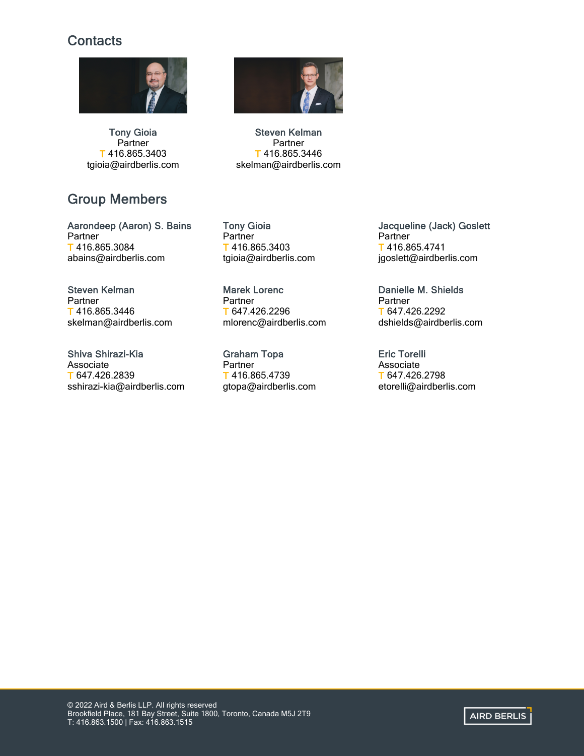## Contacts

**Tony Gioia**
Partner
T 416.865.3403
tgioia@airdberlis.com

**Steven Kelman**
Partner
T 416.865.3446
skelman@airdberlis.com

## Group Members

**Aarondeep (Aaron) S. Bains**
Partner
T 416.865.3084
abains@airdberlis.com

**Tony Gioia**
Partner
T 416.865.3403
tgioia@airdberlis.com

**Jacqueline (Jack) Goslett**
Partner
T 416.865.4741
jgoslett@airdberlis.com

**Steven Kelman**
Partner
T 416.865.3446
skelman@airdberlis.com

**Marek Lorenc**
Partner
T 647.426.2296
mlorenc@airdberlis.com

**Danielle M. Shields**
Partner
T 647.426.2292
dshields@airdberlis.com

**Shiva Shirazi-Kia**
Associate
T 647.426.2839
sshirazi-kia@airdberlis.com

**Graham Topa**
Partner
T 416.865.4739
gtopa@airdberlis.com

**Eric Torelli**
Associate
T 647.426.2798
etorelli@airdberlis.com

© 2022 Aird & Berlis LLP. All rights reserved
Brookfield Place, 181 Bay Street, Suite 1800, Toronto, Canada M5J 2T9
T: 416.863.1500 | Fax: 416.863.1515

AIRD BERLIS